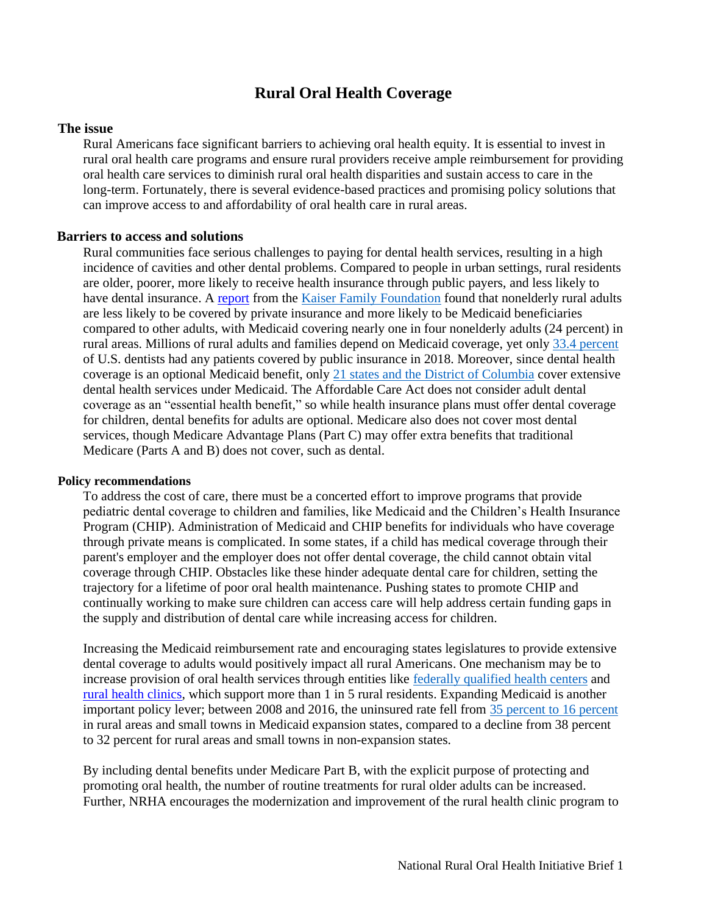# Rural Oral Health Coverage

## The issue

Rural Americans face significant barriers to achieving oral health equity. It is essential to invest in rural oral health care programs and ensure rural providers receive ample reimbursement for providing oral health care services to diminish rural oral health disparities and sustain access to care in the long-term. Fortunately, there is several evidence-based practices and promising policy solutions that can improve access to and affordability of oral health care in rural areas.

## Barriers to access and solutions

Rural communities face serious challenges to paying for dental health services, resulting in a high incidence of cavities and other dental problems. Compared to people in urban settings, rural residents are older, poorer, more likely to receive health insurance through public payers, and less likely to have dental insurance. A report from the Kaiser Family Foundation found that nonelderly rural adults are less likely to be covered by private insurance and more likely to be Medicaid beneficiaries compared to other adults, with Medicaid covering nearly one in four nonelderly adults (24 percent) in rural areas. Millions of rural adults and families depend on Medicaid coverage, yet only 33.4 percent of U.S. dentists had any patients covered by public insurance in 2018. Moreover, since dental health coverage is an optional Medicaid benefit, only 21 states and the District of Columbia cover extensive dental health services under Medicaid. The Affordable Care Act does not consider adult dental coverage as an "essential health benefit," so while health insurance plans must offer dental coverage for children, dental benefits for adults are optional. Medicare also does not cover most dental services, though Medicare Advantage Plans (Part C) may offer extra benefits that traditional Medicare (Parts A and B) does not cover, such as dental.

### Policy recommendations

To address the cost of care, there must be a concerted effort to improve programs that provide pediatric dental coverage to children and families, like Medicaid and the Children's Health Insurance Program (CHIP). Administration of Medicaid and CHIP benefits for individuals who have coverage through private means is complicated. In some states, if a child has medical coverage through their parent's employer and the employer does not offer dental coverage, the child cannot obtain vital coverage through CHIP. Obstacles like these hinder adequate dental care for children, setting the trajectory for a lifetime of poor oral health maintenance. Pushing states to promote CHIP and continually working to make sure children can access care will help address certain funding gaps in the supply and distribution of dental care while increasing access for children.

Increasing the Medicaid reimbursement rate and encouraging states legislatures to provide extensive dental coverage to adults would positively impact all rural Americans. One mechanism may be to increase provision of oral health services through entities like federally qualified health centers and rural health clinics, which support more than 1 in 5 rural residents. Expanding Medicaid is another important policy lever; between 2008 and 2016, the uninsured rate fell from 35 percent to 16 percent in rural areas and small towns in Medicaid expansion states, compared to a decline from 38 percent to 32 percent for rural areas and small towns in non-expansion states.

By including dental benefits under Medicare Part B, with the explicit purpose of protecting and promoting oral health, the number of routine treatments for rural older adults can be increased. Further, NRHA encourages the modernization and improvement of the rural health clinic program to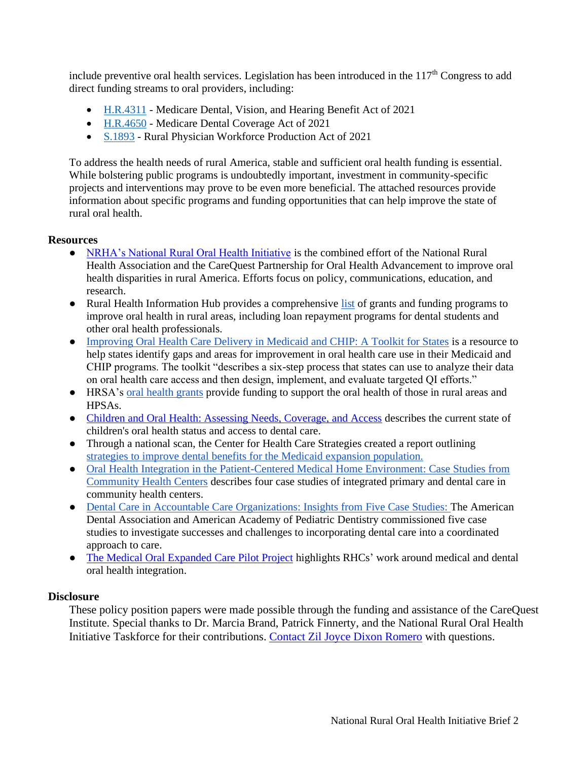include preventive oral health services. Legislation has been introduced in the 117th Congress to add direct funding streams to oral providers, including:

- H.R.4311 - Medicare Dental, Vision, and Hearing Benefit Act of 2021
- H.R.4650 - Medicare Dental Coverage Act of 2021
- S.1893 - Rural Physician Workforce Production Act of 2021

To address the health needs of rural America, stable and sufficient oral health funding is essential. While bolstering public programs is undoubtedly important, investment in community-specific projects and interventions may prove to be even more beneficial. The attached resources provide information about specific programs and funding opportunities that can help improve the state of rural oral health.

## Resources

- NRHA's National Rural Oral Health Initiative is the combined effort of the National Rural Health Association and the CareQuest Partnership for Oral Health Advancement to improve oral health disparities in rural America. Efforts focus on policy, communications, education, and research.
- Rural Health Information Hub provides a comprehensive list of grants and funding programs to improve oral health in rural areas, including loan repayment programs for dental students and other oral health professionals.
- Improving Oral Health Care Delivery in Medicaid and CHIP: A Toolkit for States is a resource to help states identify gaps and areas for improvement in oral health care use in their Medicaid and CHIP programs. The toolkit "describes a six-step process that states can use to analyze their data on oral health care access and then design, implement, and evaluate targeted QI efforts."
- HRSA's oral health grants provide funding to support the oral health of those in rural areas and HPSAs.
- Children and Oral Health: Assessing Needs, Coverage, and Access describes the current state of children's oral health status and access to dental care.
- Through a national scan, the Center for Health Care Strategies created a report outlining strategies to improve dental benefits for the Medicaid expansion population.
- Oral Health Integration in the Patient-Centered Medical Home Environment: Case Studies from Community Health Centers describes four case studies of integrated primary and dental care in community health centers.
- Dental Care in Accountable Care Organizations: Insights from Five Case Studies: The American Dental Association and American Academy of Pediatric Dentistry commissioned five case studies to investigate successes and challenges to incorporating dental care into a coordinated approach to care.
- The Medical Oral Expanded Care Pilot Project highlights RHCs' work around medical and dental oral health integration.

## Disclosure

These policy position papers were made possible through the funding and assistance of the CareQuest Institute. Special thanks to Dr. Marcia Brand, Patrick Finnerty, and the National Rural Oral Health Initiative Taskforce for their contributions. Contact Zil Joyce Dixon Romero with questions.